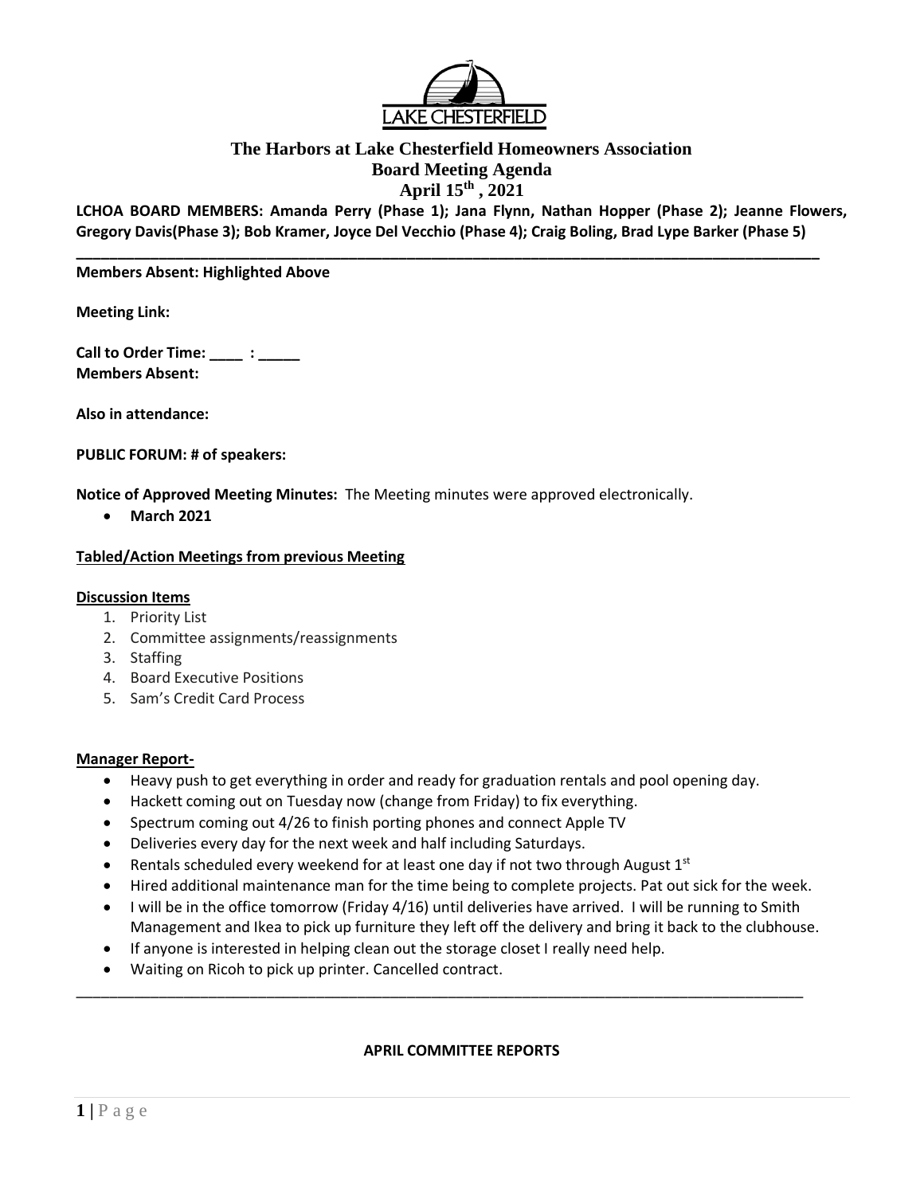# The Harbors at Lake Chesterfield Homeowners Association
## Board Meeting Agenda
## April 15th , 2021

**LCHOA BOARD MEMBERS: Amanda Perry (Phase 1); Jana Flynn, Nathan Hopper (Phase 2); Jeanne Flowers, Gregory Davis(Phase 3); Bob Kramer, Joyce Del Vecchio (Phase 4); Craig Boling, Brad Lype Barker (Phase 5)**

---

**Members Absent: Highlighted Above**

**Meeting Link:**

**Call to Order Time: ____ : _____**
**Members Absent:**

**Also in attendance:**

**PUBLIC FORUM: # of speakers:**

**Notice of Approved Meeting Minutes:** The Meeting minutes were approved electronically.

- **March 2021**

**Tabled/Action Meetings from previous Meeting**

**Discussion Items**

1. Priority List
2. Committee assignments/reassignments
3. Staffing
4. Board Executive Positions
5. Sam's Credit Card Process

**Manager Report-**

- Heavy push to get everything in order and ready for graduation rentals and pool opening day.
- Hackett coming out on Tuesday now (change from Friday) to fix everything.
- Spectrum coming out 4/26 to finish porting phones and connect Apple TV
- Deliveries every day for the next week and half including Saturdays.
- Rentals scheduled every weekend for at least one day if not two through August 1st
- Hired additional maintenance man for the time being to complete projects. Pat out sick for the week.
- I will be in the office tomorrow (Friday 4/16) until deliveries have arrived. I will be running to Smith Management and Ikea to pick up furniture they left off the delivery and bring it back to the clubhouse.
- If anyone is interested in helping clean out the storage closet I really need help.
- Waiting on Ricoh to pick up printer. Cancelled contract.

---

**APRIL COMMITTEE REPORTS**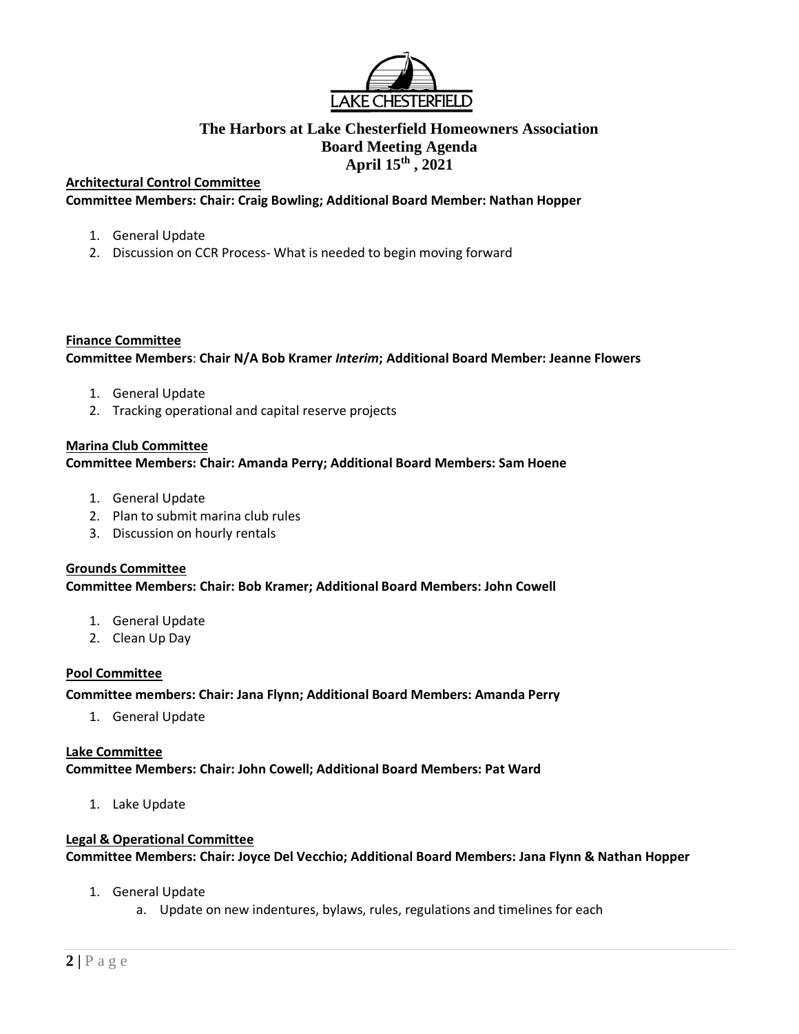# The Harbors at Lake Chesterfield Homeowners Association
## Board Meeting Agenda
## April 15th , 2021

**Architectural Control Committee**

**Committee Members: Chair: Craig Bowling; Additional Board Member: Nathan Hopper**

1. General Update
2. Discussion on CCR Process- What is needed to begin moving forward

**Finance Committee**

**Committee Members**: **Chair N/A Bob Kramer *Interim*; Additional Board Member: Jeanne Flowers**

1. General Update
2. Tracking operational and capital reserve projects

**Marina Club Committee**

**Committee Members: Chair: Amanda Perry; Additional Board Members: Sam Hoene**

1. General Update
2. Plan to submit marina club rules
3. Discussion on hourly rentals

**Grounds Committee**

**Committee Members: Chair: Bob Kramer; Additional Board Members: John Cowell**

1. General Update
2. Clean Up Day

**Pool Committee**

**Committee members: Chair: Jana Flynn; Additional Board Members: Amanda Perry**

1. General Update

**Lake Committee**

**Committee Members: Chair: John Cowell; Additional Board Members: Pat Ward**

1. Lake Update

**Legal & Operational Committee**

**Committee Members: Chair: Joyce Del Vecchio; Additional Board Members: Jana Flynn & Nathan Hopper**

1. General Update
    a. Update on new indentures, bylaws, rules, regulations and timelines for each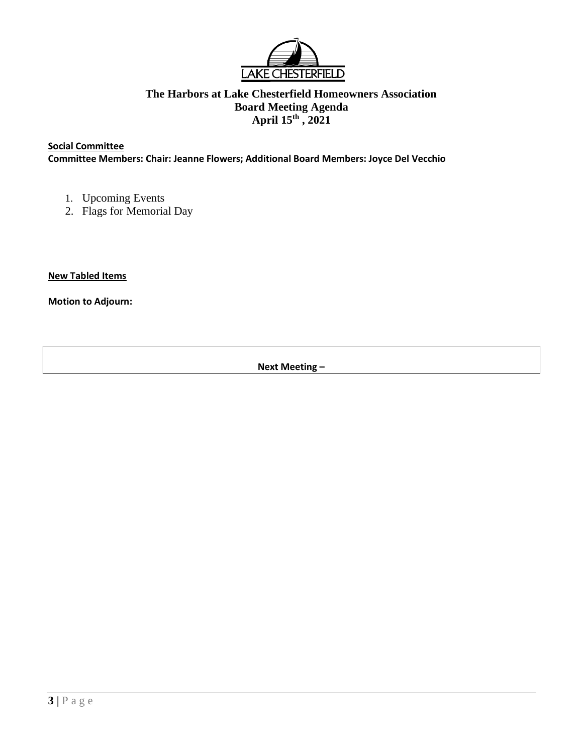LAKE CHESTERFIELD

# The Harbors at Lake Chesterfield Homeowners Association
## Board Meeting Agenda
## April 15th , 2021

**Social Committee**

**Committee Members: Chair: Jeanne Flowers; Additional Board Members: Joyce Del Vecchio**

1. Upcoming Events
2. Flags for Memorial Day

**New Tabled Items**

**Motion to Adjourn:**

**Next Meeting –**